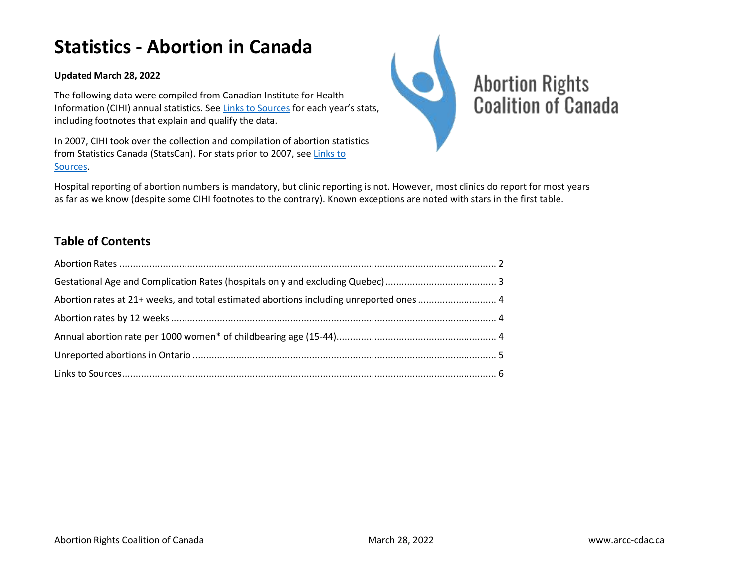# Statistics - Abortion in Canada

**Updated March 28, 2022**

The following data were compiled from Canadian Institute for Health Information (CIHI) annual statistics. See Links to Sources for each year's stats, including footnotes that explain and qualify the data.

In 2007, CIHI took over the collection and compilation of abortion statistics from Statistics Canada (StatsCan). For stats prior to 2007, see Links to Sources.

Abortion Rights Coalition of Canada

Hospital reporting of abortion numbers is mandatory, but clinic reporting is not. However, most clinics do report for most years as far as we know (despite some CIHI footnotes to the contrary). Known exceptions are noted with stars in the first table.

## Table of Contents

- Abortion Rates ........ 2
- Gestational Age and Complication Rates (hospitals only and excluding Quebec) ........ 3
- Abortion rates at 21+ weeks, and total estimated abortions including unreported ones ........ 4
- Abortion rates by 12 weeks ........ 4
- Annual abortion rate per 1000 women* of childbearing age (15-44) ........ 4
- Unreported abortions in Ontario ........ 5
- Links to Sources ........ 6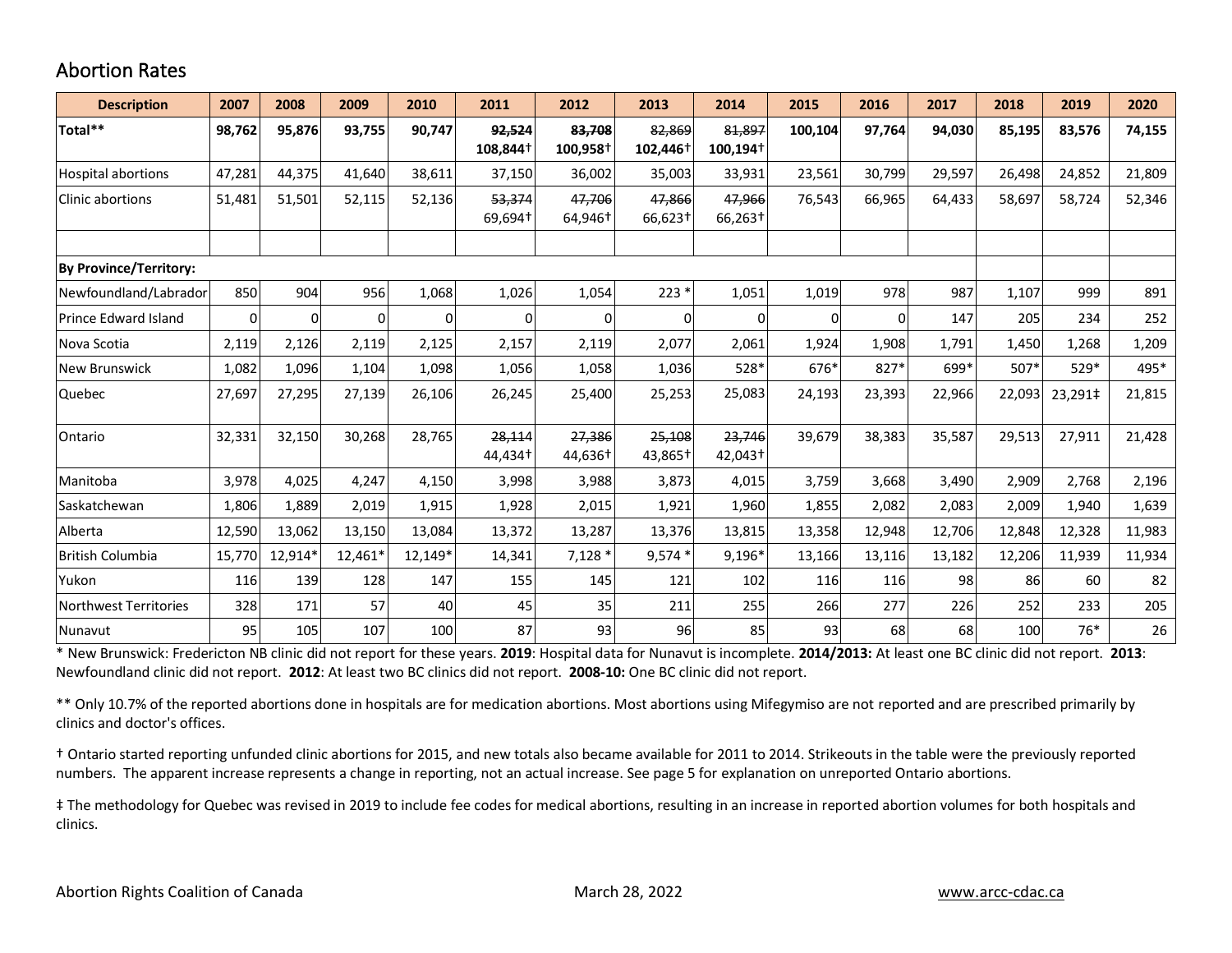## Abortion Rates

| Description | 2007 | 2008 | 2009 | 2010 | 2011 | 2012 | 2013 | 2014 | 2015 | 2016 | 2017 | 2018 | 2019 | 2020 |
|---|---|---|---|---|---|---|---|---|---|---|---|---|---|---|
| **Total**** | **98,762** | **95,876** | **93,755** | **90,747** | ~~**92,524**~~ **108,844†** | ~~**83,708**~~ **100,958†** | ~~**82,869**~~ **102,446†** | ~~**81,897**~~ **100,194†** | **100,104** | **97,764** | **94,030** | **85,195** | **83,576** | **74,155** |
| Hospital abortions | 47,281 | 44,375 | 41,640 | 38,611 | 37,150 | 36,002 | 35,003 | 33,931 | 23,561 | 30,799 | 29,597 | 26,498 | 24,852 | 21,809 |
| Clinic abortions | 51,481 | 51,501 | 52,115 | 52,136 | ~~53,374~~ 69,694† | ~~47,706~~ 64,946† | ~~47,866~~ 66,623† | ~~47,966~~ 66,263† | 76,543 | 66,965 | 64,433 | 58,697 | 58,724 | 52,346 |
| | | | | | | | | | | | | | | |
| **By Province/Territory:** | | | | | | | | | | | | | | |
| Newfoundland/Labrador | 850 | 904 | 956 | 1,068 | 1,026 | 1,054 | 223 * | 1,051 | 1,019 | 978 | 987 | 1,107 | 999 | 891 |
| Prince Edward Island | 0 | 0 | 0 | 0 | 0 | 0 | 0 | 0 | 0 | 0 | 147 | 205 | 234 | 252 |
| Nova Scotia | 2,119 | 2,126 | 2,119 | 2,125 | 2,157 | 2,119 | 2,077 | 2,061 | 1,924 | 1,908 | 1,791 | 1,450 | 1,268 | 1,209 |
| New Brunswick | 1,082 | 1,096 | 1,104 | 1,098 | 1,056 | 1,058 | 1,036 | 528* | 676* | 827* | 699* | 507* | 529* | 495* |
| Quebec | 27,697 | 27,295 | 27,139 | 26,106 | 26,245 | 25,400 | 25,253 | 25,083 | 24,193 | 23,393 | 22,966 | 22,093 | 23,291‡ | 21,815 |
| Ontario | 32,331 | 32,150 | 30,268 | 28,765 | ~~28,114~~ 44,434† | ~~27,386~~ 44,636† | ~~25,108~~ 43,865† | ~~23,746~~ 42,043† | 39,679 | 38,383 | 35,587 | 29,513 | 27,911 | 21,428 |
| Manitoba | 3,978 | 4,025 | 4,247 | 4,150 | 3,998 | 3,988 | 3,873 | 4,015 | 3,759 | 3,668 | 3,490 | 2,909 | 2,768 | 2,196 |
| Saskatchewan | 1,806 | 1,889 | 2,019 | 1,915 | 1,928 | 2,015 | 1,921 | 1,960 | 1,855 | 2,082 | 2,083 | 2,009 | 1,940 | 1,639 |
| Alberta | 12,590 | 13,062 | 13,150 | 13,084 | 13,372 | 13,287 | 13,376 | 13,815 | 13,358 | 12,948 | 12,706 | 12,848 | 12,328 | 11,983 |
| British Columbia | 15,770 | 12,914* | 12,461* | 12,149* | 14,341 | 7,128 * | 9,574 * | 9,196* | 13,166 | 13,116 | 13,182 | 12,206 | 11,939 | 11,934 |
| Yukon | 116 | 139 | 128 | 147 | 155 | 145 | 121 | 102 | 116 | 116 | 98 | 86 | 60 | 82 |
| Northwest Territories | 328 | 171 | 57 | 40 | 45 | 35 | 211 | 255 | 266 | 277 | 226 | 252 | 233 | 205 |
| Nunavut | 95 | 105 | 107 | 100 | 87 | 93 | 96 | 85 | 93 | 68 | 68 | 100 | 76* | 26 |

* New Brunswick: Fredericton NB clinic did not report for these years. **2019**: Hospital data for Nunavut is incomplete. **2014/2013:** At least one BC clinic did not report. **2013**: Newfoundland clinic did not report. **2012**: At least two BC clinics did not report. **2008-10:** One BC clinic did not report.

** Only 10.7% of the reported abortions done in hospitals are for medication abortions. Most abortions using Mifegymiso are not reported and are prescribed primarily by clinics and doctor's offices.

† Ontario started reporting unfunded clinic abortions for 2015, and new totals also became available for 2011 to 2014. Strikeouts in the table were the previously reported numbers. The apparent increase represents a change in reporting, not an actual increase. See page 5 for explanation on unreported Ontario abortions.

‡ The methodology for Quebec was revised in 2019 to include fee codes for medical abortions, resulting in an increase in reported abortion volumes for both hospitals and clinics.

Abortion Rights Coalition of Canada — March 28, 2022 — www.arcc-cdac.ca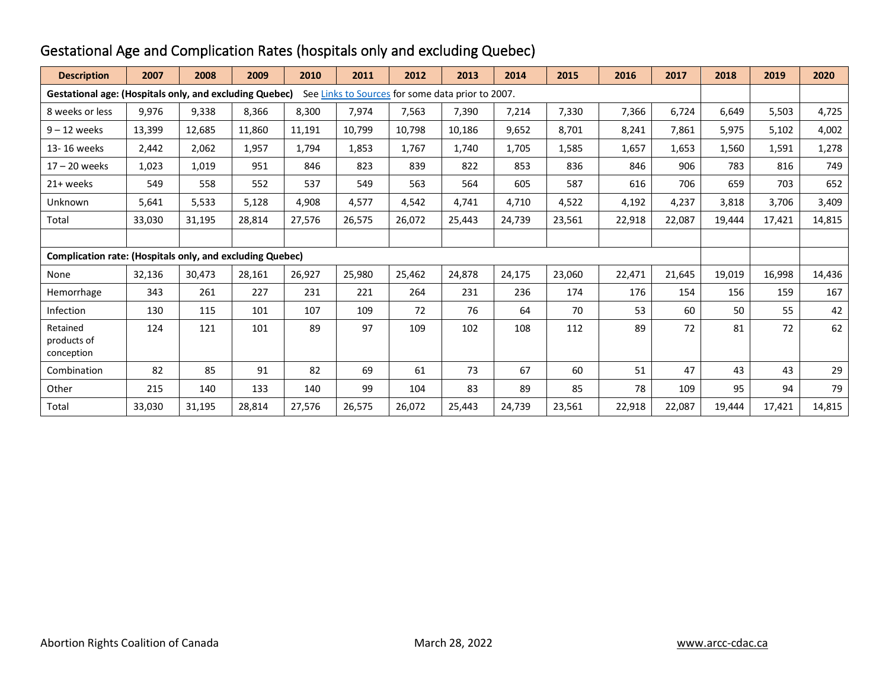# Gestational Age and Complication Rates (hospitals only and excluding Quebec)

| Description | 2007 | 2008 | 2009 | 2010 | 2011 | 2012 | 2013 | 2014 | 2015 | 2016 | 2017 | 2018 | 2019 | 2020 |
|---|---|---|---|---|---|---|---|---|---|---|---|---|---|---|
| **Gestational age: (Hospitals only, and excluding Quebec)** See Links to Sources for some data prior to 2007. | | | | | | | | | | | | | | |
| 8 weeks or less | 9,976 | 9,338 | 8,366 | 8,300 | 7,974 | 7,563 | 7,390 | 7,214 | 7,330 | 7,366 | 6,724 | 6,649 | 5,503 | 4,725 |
| 9 – 12 weeks | 13,399 | 12,685 | 11,860 | 11,191 | 10,799 | 10,798 | 10,186 | 9,652 | 8,701 | 8,241 | 7,861 | 5,975 | 5,102 | 4,002 |
| 13- 16 weeks | 2,442 | 2,062 | 1,957 | 1,794 | 1,853 | 1,767 | 1,740 | 1,705 | 1,585 | 1,657 | 1,653 | 1,560 | 1,591 | 1,278 |
| 17 – 20 weeks | 1,023 | 1,019 | 951 | 846 | 823 | 839 | 822 | 853 | 836 | 846 | 906 | 783 | 816 | 749 |
| 21+ weeks | 549 | 558 | 552 | 537 | 549 | 563 | 564 | 605 | 587 | 616 | 706 | 659 | 703 | 652 |
| Unknown | 5,641 | 5,533 | 5,128 | 4,908 | 4,577 | 4,542 | 4,741 | 4,710 | 4,522 | 4,192 | 4,237 | 3,818 | 3,706 | 3,409 |
| Total | 33,030 | 31,195 | 28,814 | 27,576 | 26,575 | 26,072 | 25,443 | 24,739 | 23,561 | 22,918 | 22,087 | 19,444 | 17,421 | 14,815 |
| | | | | | | | | | | | | | | |
| **Complication rate: (Hospitals only, and excluding Quebec)** | | | | | | | | | | | | | | |
| None | 32,136 | 30,473 | 28,161 | 26,927 | 25,980 | 25,462 | 24,878 | 24,175 | 23,060 | 22,471 | 21,645 | 19,019 | 16,998 | 14,436 |
| Hemorrhage | 343 | 261 | 227 | 231 | 221 | 264 | 231 | 236 | 174 | 176 | 154 | 156 | 159 | 167 |
| Infection | 130 | 115 | 101 | 107 | 109 | 72 | 76 | 64 | 70 | 53 | 60 | 50 | 55 | 42 |
| Retained products of conception | 124 | 121 | 101 | 89 | 97 | 109 | 102 | 108 | 112 | 89 | 72 | 81 | 72 | 62 |
| Combination | 82 | 85 | 91 | 82 | 69 | 61 | 73 | 67 | 60 | 51 | 47 | 43 | 43 | 29 |
| Other | 215 | 140 | 133 | 140 | 99 | 104 | 83 | 89 | 85 | 78 | 109 | 95 | 94 | 79 |
| Total | 33,030 | 31,195 | 28,814 | 27,576 | 26,575 | 26,072 | 25,443 | 24,739 | 23,561 | 22,918 | 22,087 | 19,444 | 17,421 | 14,815 |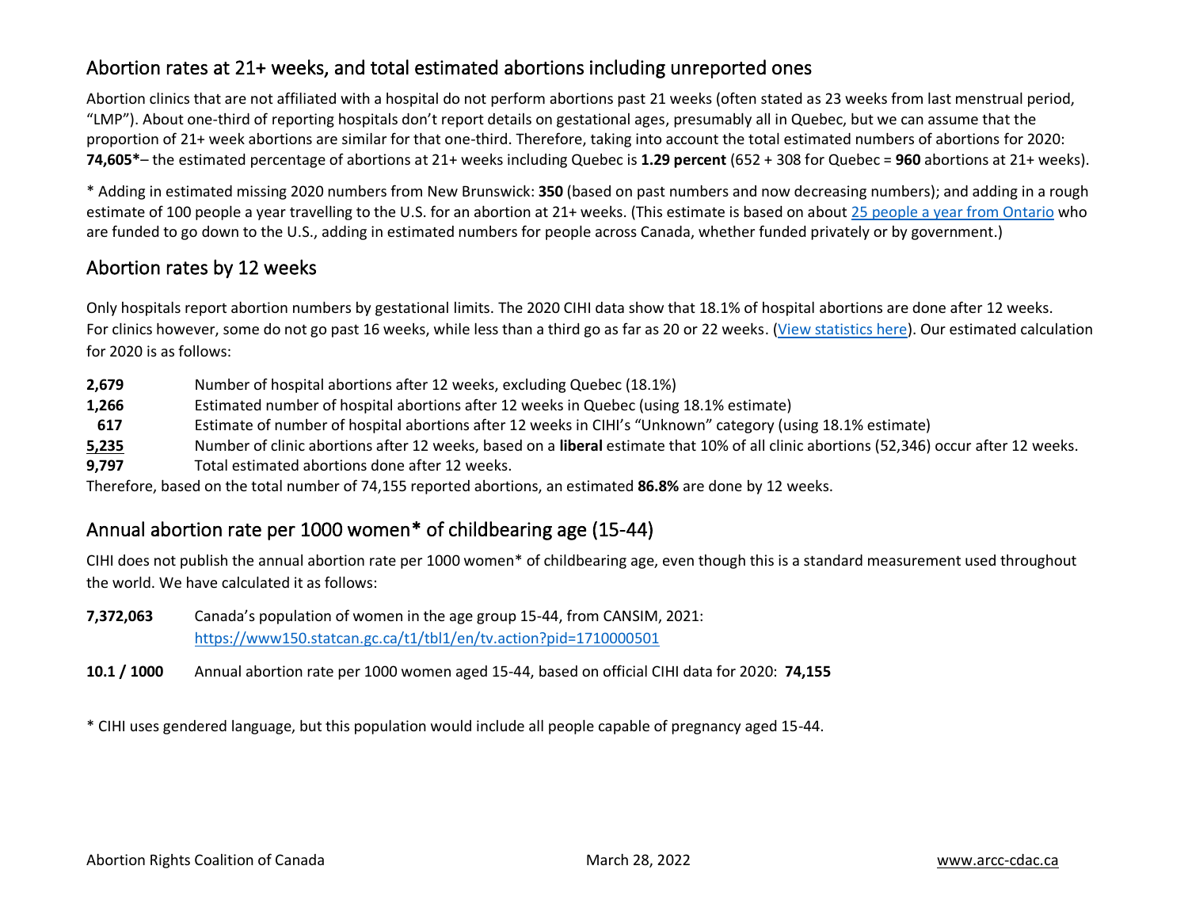## Abortion rates at 21+ weeks, and total estimated abortions including unreported ones

Abortion clinics that are not affiliated with a hospital do not perform abortions past 21 weeks (often stated as 23 weeks from last menstrual period, "LMP"). About one-third of reporting hospitals don't report details on gestational ages, presumably all in Quebec, but we can assume that the proportion of 21+ week abortions are similar for that one-third. Therefore, taking into account the total estimated numbers of abortions for 2020: **74,605***– the estimated percentage of abortions at 21+ weeks including Quebec is **1.29 percent** (652 + 308 for Quebec = **960** abortions at 21+ weeks).

* Adding in estimated missing 2020 numbers from New Brunswick: **350** (based on past numbers and now decreasing numbers); and adding in a rough estimate of 100 people a year travelling to the U.S. for an abortion at 21+ weeks. (This estimate is based on about [25 people a year from Ontario]() who are funded to go down to the U.S., adding in estimated numbers for people across Canada, whether funded privately or by government.)

## Abortion rates by 12 weeks

Only hospitals report abortion numbers by gestational limits. The 2020 CIHI data show that 18.1% of hospital abortions are done after 12 weeks. For clinics however, some do not go past 16 weeks, while less than a third go as far as 20 or 22 weeks. ([View statistics here]()). Our estimated calculation for 2020 is as follows:

| | |
|---|---|
| **2,679** | Number of hospital abortions after 12 weeks, excluding Quebec (18.1%) |
| **1,266** | Estimated number of hospital abortions after 12 weeks in Quebec (using 18.1% estimate) |
| **617** | Estimate of number of hospital abortions after 12 weeks in CIHI's "Unknown" category (using 18.1% estimate) |
| **5,235** | Number of clinic abortions after 12 weeks, based on a **liberal** estimate that 10% of all clinic abortions (52,346) occur after 12 weeks. |
| **9,797** | Total estimated abortions done after 12 weeks. |

Therefore, based on the total number of 74,155 reported abortions, an estimated **86.8%** are done by 12 weeks.

## Annual abortion rate per 1000 women* of childbearing age (15-44)

CIHI does not publish the annual abortion rate per 1000 women* of childbearing age, even though this is a standard measurement used throughout the world. We have calculated it as follows:

| | |
|---|---|
| **7,372,063** | Canada's population of women in the age group 15-44, from CANSIM, 2021: https://www150.statcan.gc.ca/t1/tbl1/en/tv.action?pid=1710000501 |
| **10.1 / 1000** | Annual abortion rate per 1000 women aged 15-44, based on official CIHI data for 2020: **74,155** |

* CIHI uses gendered language, but this population would include all people capable of pregnancy aged 15-44.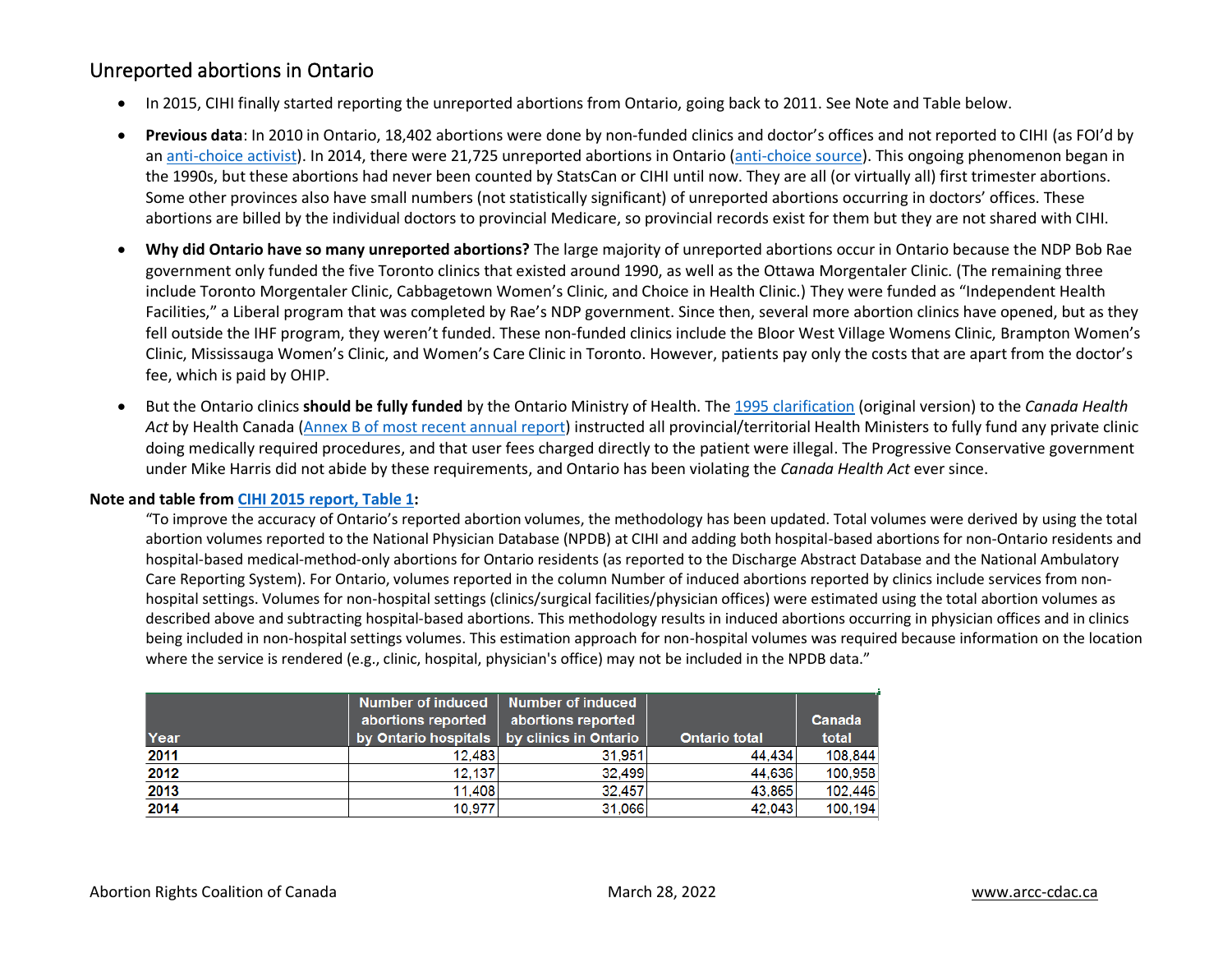## Unreported abortions in Ontario

- In 2015, CIHI finally started reporting the unreported abortions from Ontario, going back to 2011. See Note and Table below.
- **Previous data**: In 2010 in Ontario, 18,402 abortions were done by non-funded clinics and doctor's offices and not reported to CIHI (as FOI'd by an anti-choice activist). In 2014, there were 21,725 unreported abortions in Ontario (anti-choice source). This ongoing phenomenon began in the 1990s, but these abortions had never been counted by StatsCan or CIHI until now. They are all (or virtually all) first trimester abortions. Some other provinces also have small numbers (not statistically significant) of unreported abortions occurring in doctors' offices. These abortions are billed by the individual doctors to provincial Medicare, so provincial records exist for them but they are not shared with CIHI.
- **Why did Ontario have so many unreported abortions?** The large majority of unreported abortions occur in Ontario because the NDP Bob Rae government only funded the five Toronto clinics that existed around 1990, as well as the Ottawa Morgentaler Clinic. (The remaining three include Toronto Morgentaler Clinic, Cabbagetown Women's Clinic, and Choice in Health Clinic.) They were funded as "Independent Health Facilities," a Liberal program that was completed by Rae's NDP government. Since then, several more abortion clinics have opened, but as they fell outside the IHF program, they weren't funded. These non-funded clinics include the Bloor West Village Womens Clinic, Brampton Women's Clinic, Mississauga Women's Clinic, and Women's Care Clinic in Toronto. However, patients pay only the costs that are apart from the doctor's fee, which is paid by OHIP.
- But the Ontario clinics **should be fully funded** by the Ontario Ministry of Health. The 1995 clarification (original version) to the *Canada Health Act* by Health Canada (Annex B of most recent annual report) instructed all provincial/territorial Health Ministers to fully fund any private clinic doing medically required procedures, and that user fees charged directly to the patient were illegal. The Progressive Conservative government under Mike Harris did not abide by these requirements, and Ontario has been violating the *Canada Health Act* ever since.

**Note and table from CIHI 2015 report, Table 1:**

"To improve the accuracy of Ontario's reported abortion volumes, the methodology has been updated. Total volumes were derived by using the total abortion volumes reported to the National Physician Database (NPDB) at CIHI and adding both hospital-based abortions for non-Ontario residents and hospital-based medical-method-only abortions for Ontario residents (as reported to the Discharge Abstract Database and the National Ambulatory Care Reporting System). For Ontario, volumes reported in the column Number of induced abortions reported by clinics include services from non-hospital settings. Volumes for non-hospital settings (clinics/surgical facilities/physician offices) were estimated using the total abortion volumes as described above and subtracting hospital-based abortions. This methodology results in induced abortions occurring in physician offices and in clinics being included in non-hospital settings volumes. This estimation approach for non-hospital volumes was required because information on the location where the service is rendered (e.g., clinic, hospital, physician's office) may not be included in the NPDB data."

| Year | Number of induced abortions reported by Ontario hospitals | Number of induced abortions reported by clinics in Ontario | Ontario total | Canada total |
|---|---|---|---|---|
| 2011 | 12,483 | 31,951 | 44,434 | 108,844 |
| 2012 | 12,137 | 32,499 | 44,636 | 100,958 |
| 2013 | 11,408 | 32,457 | 43,865 | 102,446 |
| 2014 | 10,977 | 31,066 | 42,043 | 100,194 |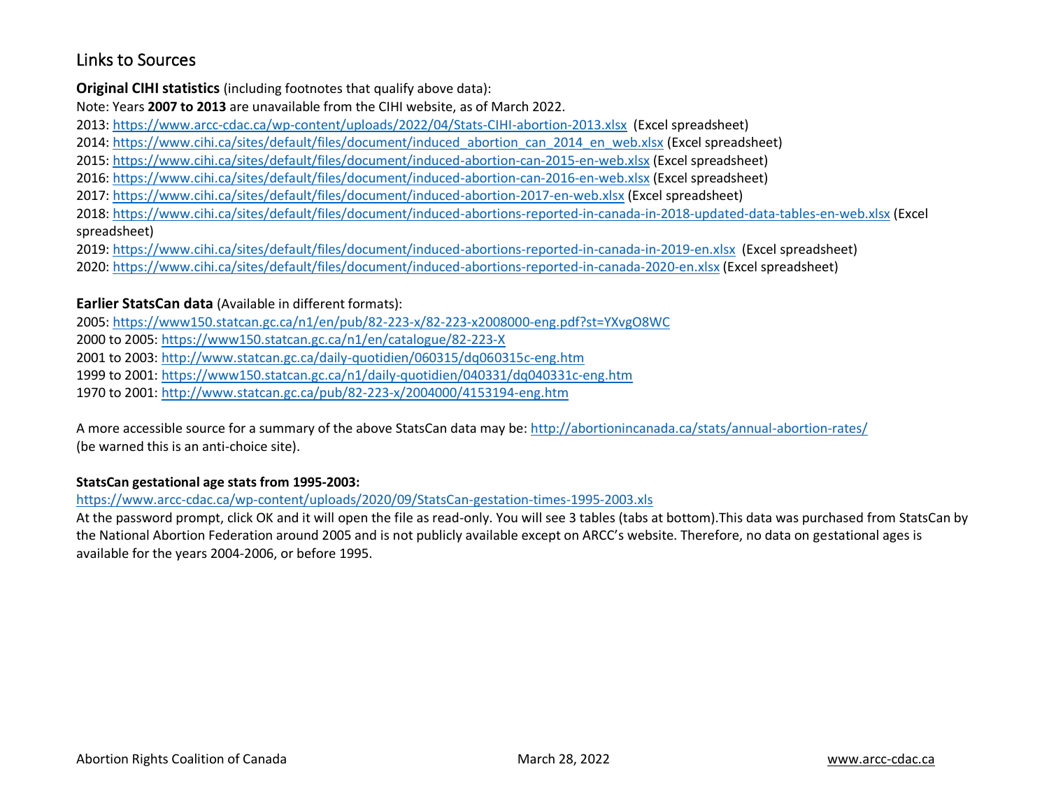## Links to Sources

**Original CIHI statistics** (including footnotes that qualify above data):

Note: Years **2007 to 2013** are unavailable from the CIHI website, as of March 2022.

2013: https://www.arcc-cdac.ca/wp-content/uploads/2022/04/Stats-CIHI-abortion-2013.xlsx (Excel spreadsheet)
2014: https://www.cihi.ca/sites/default/files/document/induced_abortion_can_2014_en_web.xlsx (Excel spreadsheet)
2015: https://www.cihi.ca/sites/default/files/document/induced-abortion-can-2015-en-web.xlsx (Excel spreadsheet)
2016: https://www.cihi.ca/sites/default/files/document/induced-abortion-can-2016-en-web.xlsx (Excel spreadsheet)
2017: https://www.cihi.ca/sites/default/files/document/induced-abortion-2017-en-web.xlsx (Excel spreadsheet)
2018: https://www.cihi.ca/sites/default/files/document/induced-abortions-reported-in-canada-in-2018-updated-data-tables-en-web.xlsx (Excel spreadsheet)
2019: https://www.cihi.ca/sites/default/files/document/induced-abortions-reported-in-canada-in-2019-en.xlsx (Excel spreadsheet)
2020: https://www.cihi.ca/sites/default/files/document/induced-abortions-reported-in-canada-2020-en.xlsx (Excel spreadsheet)

**Earlier StatsCan data** (Available in different formats):

2005: https://www150.statcan.gc.ca/n1/en/pub/82-223-x/82-223-x2008000-eng.pdf?st=YXvgO8WC
2000 to 2005: https://www150.statcan.gc.ca/n1/en/catalogue/82-223-X
2001 to 2003: http://www.statcan.gc.ca/daily-quotidien/060315/dq060315c-eng.htm
1999 to 2001: https://www150.statcan.gc.ca/n1/daily-quotidien/040331/dq040331c-eng.htm
1970 to 2001: http://www.statcan.gc.ca/pub/82-223-x/2004000/4153194-eng.htm

A more accessible source for a summary of the above StatsCan data may be: http://abortionincanada.ca/stats/annual-abortion-rates/
(be warned this is an anti-choice site).

**StatsCan gestational age stats from 1995-2003:**

https://www.arcc-cdac.ca/wp-content/uploads/2020/09/StatsCan-gestation-times-1995-2003.xls

At the password prompt, click OK and it will open the file as read-only. You will see 3 tables (tabs at bottom).This data was purchased from StatsCan by the National Abortion Federation around 2005 and is not publicly available except on ARCC's website. Therefore, no data on gestational ages is available for the years 2004-2006, or before 1995.